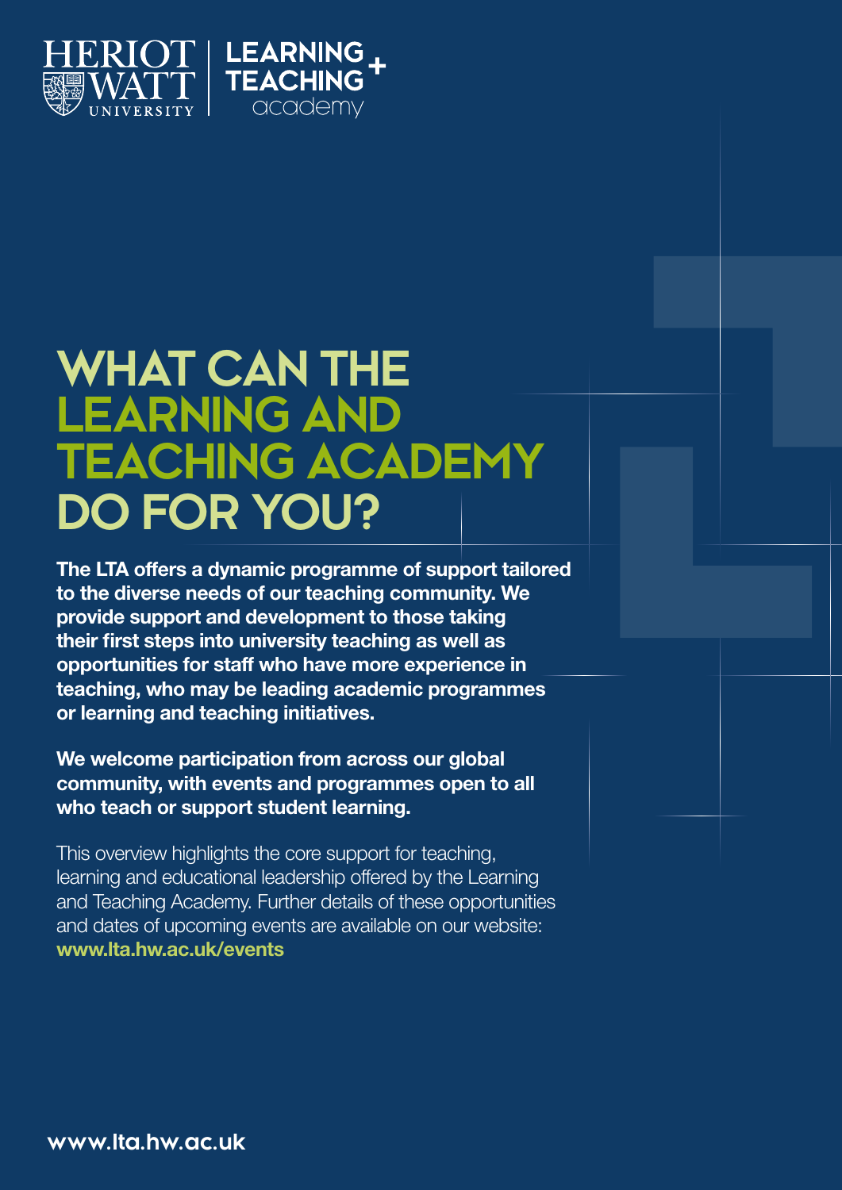HERIOT WATT UNIVERSITY | LEARNING + TEACHING academy

# WHAT CAN THE LEARNING AND TEACHING ACADEMY DO FOR YOU?

**The LTA offers a dynamic programme of support tailored to the diverse needs of our teaching community. We provide support and development to those taking their first steps into university teaching as well as opportunities for staff who have more experience in teaching, who may be leading academic programmes or learning and teaching initiatives.**

**We welcome participation from across our global community, with events and programmes open to all who teach or support student learning.**

This overview highlights the core support for teaching, learning and educational leadership offered by the Learning and Teaching Academy. Further details of these opportunities and dates of upcoming events are available on our website: **www.lta.hw.ac.uk/events**

www.lta.hw.ac.uk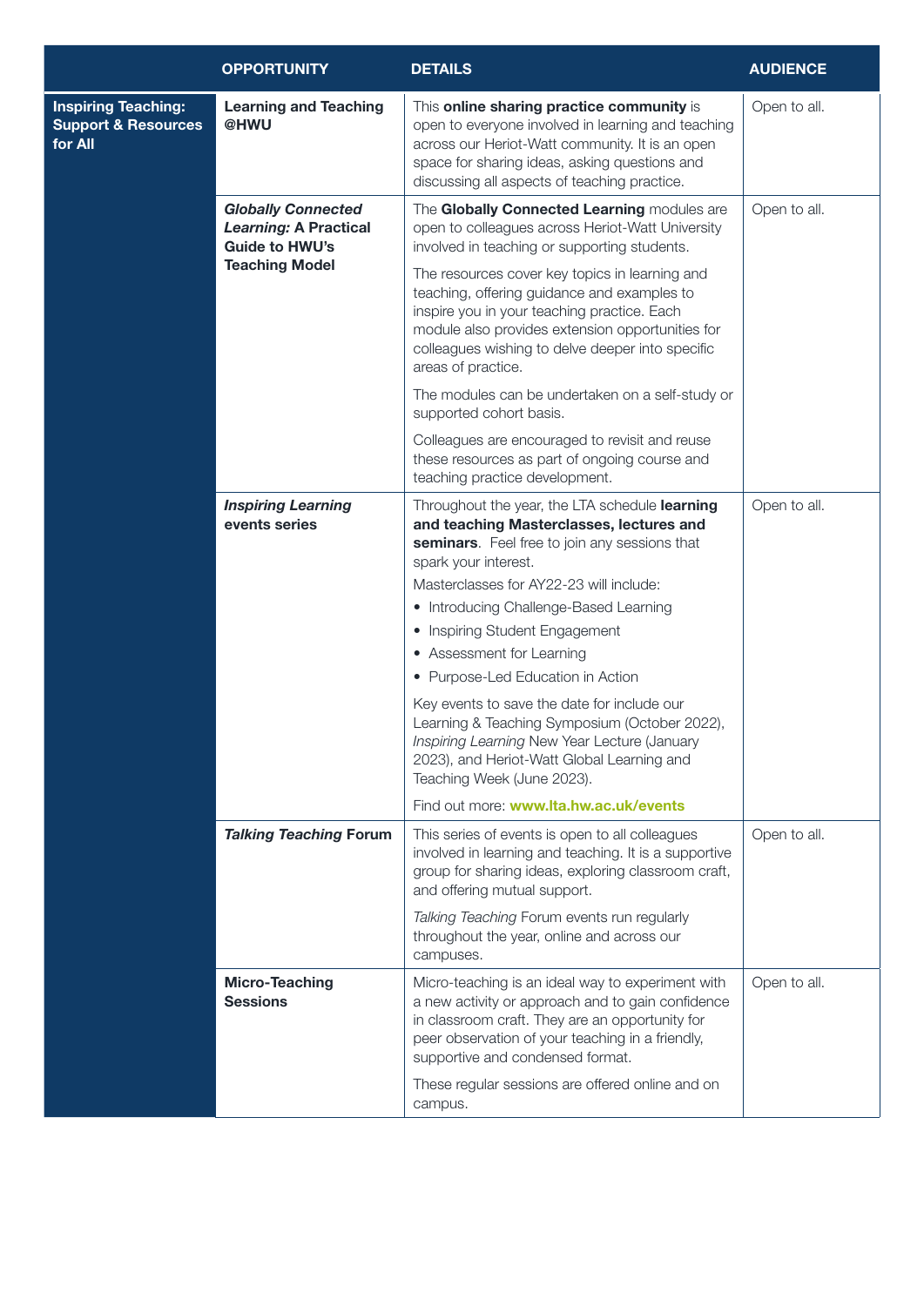|  | OPPORTUNITY | DETAILS | AUDIENCE |
|---|---|---|---|
| **Inspiring Teaching: Support & Resources for All** | **Learning and Teaching @HWU** | This **online sharing practice community** is open to everyone involved in learning and teaching across our Heriot-Watt community. It is an open space for sharing ideas, asking questions and discussing all aspects of teaching practice. | Open to all. |
|  | ***Globally Connected Learning:* A Practical Guide to HWU's Teaching Model** | The **Globally Connected Learning** modules are open to colleagues across Heriot-Watt University involved in teaching or supporting students.<br><br>The resources cover key topics in learning and teaching, offering guidance and examples to inspire you in your teaching practice. Each module also provides extension opportunities for colleagues wishing to delve deeper into specific areas of practice.<br><br>The modules can be undertaken on a self-study or supported cohort basis.<br><br>Colleagues are encouraged to revisit and reuse these resources as part of ongoing course and teaching practice development. | Open to all. |
|  | ***Inspiring Learning* events series** | Throughout the year, the LTA schedule **learning and teaching Masterclasses, lectures and seminars**. Feel free to join any sessions that spark your interest.<br><br>Masterclasses for AY22-23 will include:<br>• Introducing Challenge-Based Learning<br>• Inspiring Student Engagement<br>• Assessment for Learning<br>• Purpose-Led Education in Action<br><br>Key events to save the date for include our Learning & Teaching Symposium (October 2022), *Inspiring Learning* New Year Lecture (January 2023), and Heriot-Watt Global Learning and Teaching Week (June 2023).<br><br>Find out more: **www.lta.hw.ac.uk/events** | Open to all. |
|  | ***Talking Teaching* Forum** | This series of events is open to all colleagues involved in learning and teaching. It is a supportive group for sharing ideas, exploring classroom craft, and offering mutual support.<br><br>*Talking Teaching* Forum events run regularly throughout the year, online and across our campuses. | Open to all. |
|  | **Micro-Teaching Sessions** | Micro-teaching is an ideal way to experiment with a new activity or approach and to gain confidence in classroom craft. They are an opportunity for peer observation of your teaching in a friendly, supportive and condensed format.<br><br>These regular sessions are offered online and on campus. | Open to all. |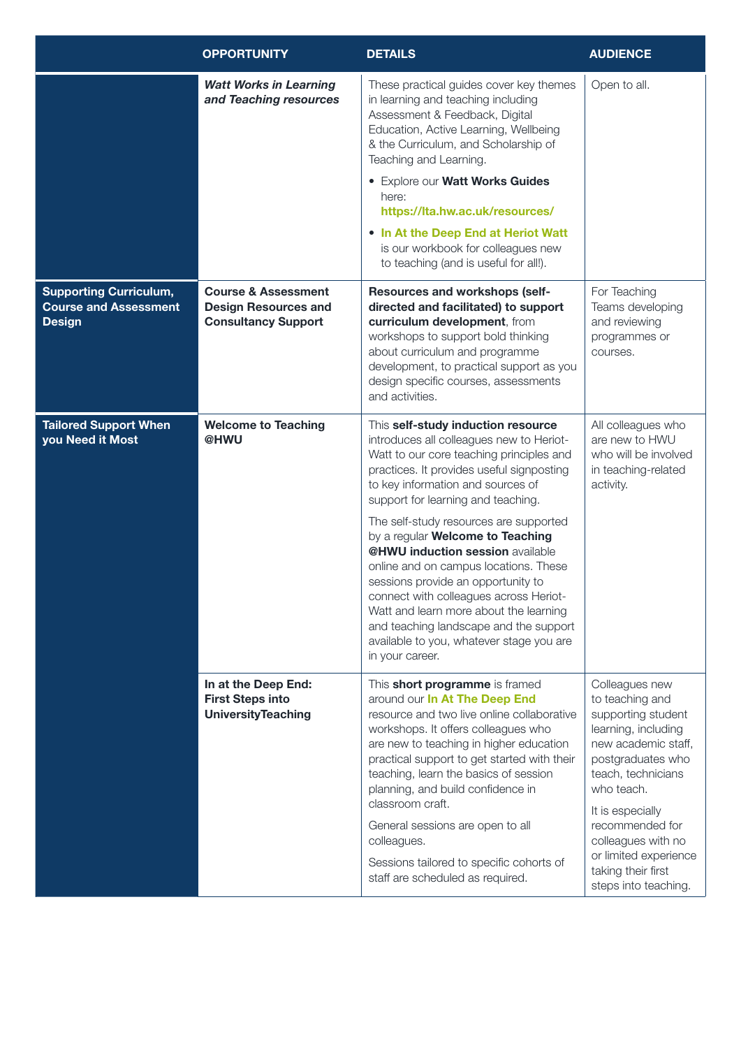| | OPPORTUNITY | DETAILS | AUDIENCE |
|---|---|---|---|
| | ***Watt Works in Learning and Teaching resources*** | These practical guides cover key themes in learning and teaching including Assessment & Feedback, Digital Education, Active Learning, Wellbeing & the Curriculum, and Scholarship of Teaching and Learning. <br>• Explore our **Watt Works Guides** here: **https://lta.hw.ac.uk/resources/** <br>• **In At the Deep End at Heriot Watt** is our workbook for colleagues new to teaching (and is useful for all!). | Open to all. |
| **Supporting Curriculum, Course and Assessment Design** | **Course & Assessment Design Resources and Consultancy Support** | **Resources and workshops (self-directed and facilitated) to support curriculum development**, from workshops to support bold thinking about curriculum and programme development, to practical support as you design specific courses, assessments and activities. | For Teaching Teams developing and reviewing programmes or courses. |
| **Tailored Support When you Need it Most** | **Welcome to Teaching @HWU** | This **self-study induction resource** introduces all colleagues new to Heriot-Watt to our core teaching principles and practices. It provides useful signposting to key information and sources of support for learning and teaching. <br>The self-study resources are supported by a regular **Welcome to Teaching @HWU induction session** available online and on campus locations. These sessions provide an opportunity to connect with colleagues across Heriot-Watt and learn more about the learning and teaching landscape and the support available to you, whatever stage you are in your career. | All colleagues who are new to HWU who will be involved in teaching-related activity. |
| | **In at the Deep End: First Steps into UniversityTeaching** | This **short programme** is framed around our **In At The Deep End** resource and two live online collaborative workshops. It offers colleagues who are new to teaching in higher education practical support to get started with their teaching, learn the basics of session planning, and build confidence in classroom craft. <br>General sessions are open to all colleagues. <br>Sessions tailored to specific cohorts of staff are scheduled as required. | Colleagues new to teaching and supporting student learning, including new academic staff, postgraduates who teach, technicians who teach. <br>It is especially recommended for colleagues with no or limited experience taking their first steps into teaching. |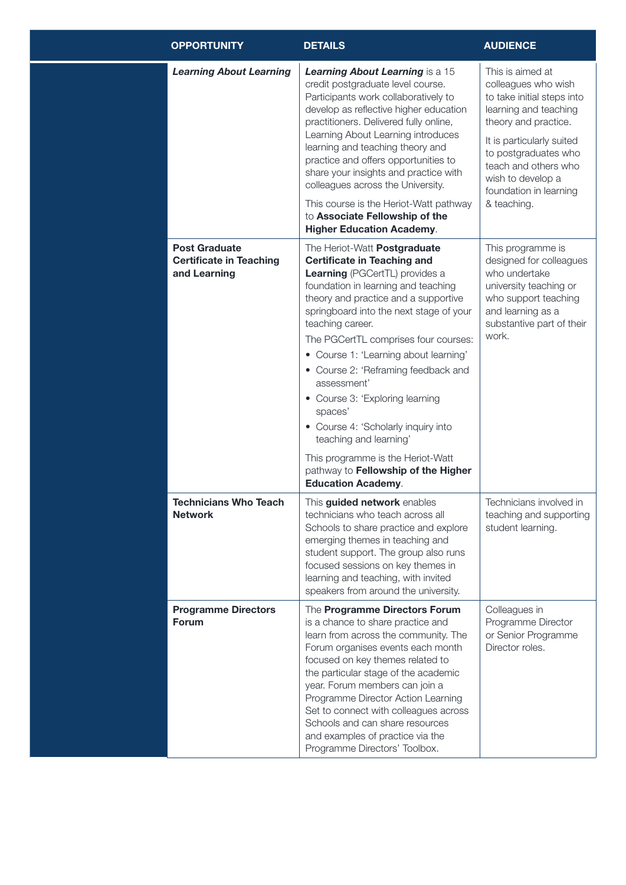| OPPORTUNITY | DETAILS | AUDIENCE |
| --- | --- | --- |
| ***Learning About Learning*** | ***Learning About Learning*** is a 15 credit postgraduate level course. Participants work collaboratively to develop as reflective higher education practitioners. Delivered fully online, Learning About Learning introduces learning and teaching theory and practice and offers opportunities to share your insights and practice with colleagues across the University.<br><br>This course is the Heriot-Watt pathway to **Associate Fellowship of the Higher Education Academy**. | This is aimed at colleagues who wish to take initial steps into learning and teaching theory and practice.<br><br>It is particularly suited to postgraduates who teach and others who wish to develop a foundation in learning & teaching. |
| **Post Graduate Certificate in Teaching and Learning** | The Heriot-Watt **Postgraduate Certificate in Teaching and Learning** (PGCertTL) provides a foundation in learning and teaching theory and practice and a supportive springboard into the next stage of your teaching career.<br><br>The PGCertTL comprises four courses:<br>• Course 1: 'Learning about learning'<br>• Course 2: 'Reframing feedback and assessment'<br>• Course 3: 'Exploring learning spaces'<br>• Course 4: 'Scholarly inquiry into teaching and learning'<br><br>This programme is the Heriot-Watt pathway to **Fellowship of the Higher Education Academy**. | This programme is designed for colleagues who undertake university teaching or who support teaching and learning as a substantive part of their work. |
| **Technicians Who Teach Network** | This **guided network** enables technicians who teach across all Schools to share practice and explore emerging themes in teaching and student support. The group also runs focused sessions on key themes in learning and teaching, with invited speakers from around the university. | Technicians involved in teaching and supporting student learning. |
| **Programme Directors Forum** | The **Programme Directors Forum** is a chance to share practice and learn from across the community. The Forum organises events each month focused on key themes related to the particular stage of the academic year. Forum members can join a Programme Director Action Learning Set to connect with colleagues across Schools and can share resources and examples of practice via the Programme Directors' Toolbox. | Colleagues in Programme Director or Senior Programme Director roles. |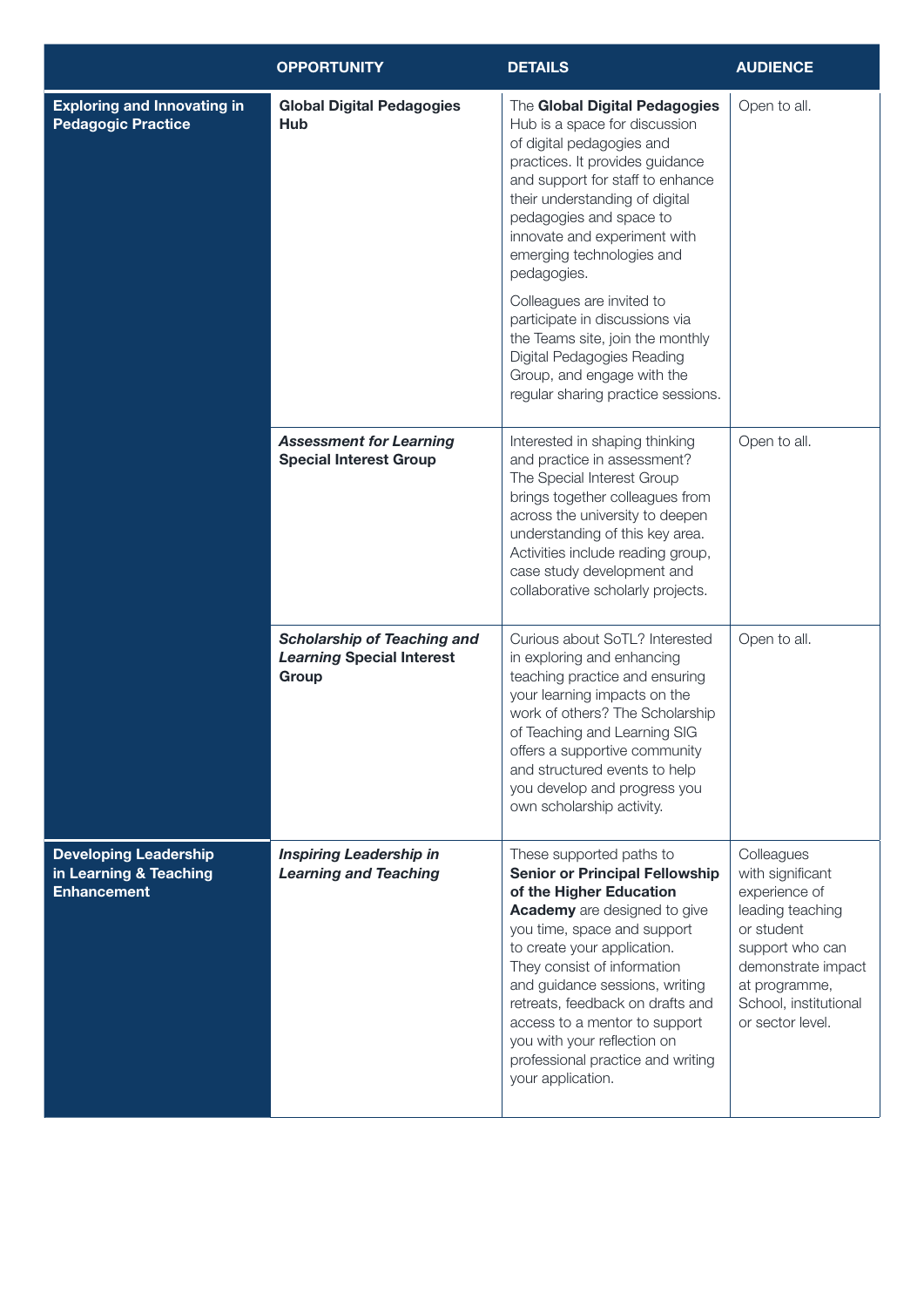| | OPPORTUNITY | DETAILS | AUDIENCE |
|---|---|---|---|
| **Exploring and Innovating in Pedagogic Practice** | **Global Digital Pedagogies Hub** | The **Global Digital Pedagogies** Hub is a space for discussion of digital pedagogies and practices. It provides guidance and support for staff to enhance their understanding of digital pedagogies and space to innovate and experiment with emerging technologies and pedagogies.<br><br>Colleagues are invited to participate in discussions via the Teams site, join the monthly Digital Pedagogies Reading Group, and engage with the regular sharing practice sessions. | Open to all. |
| | ***Assessment for Learning* Special Interest Group** | Interested in shaping thinking and practice in assessment? The Special Interest Group brings together colleagues from across the university to deepen understanding of this key area. Activities include reading group, case study development and collaborative scholarly projects. | Open to all. |
| | ***Scholarship of Teaching and Learning* Special Interest Group** | Curious about SoTL? Interested in exploring and enhancing teaching practice and ensuring your learning impacts on the work of others? The Scholarship of Teaching and Learning SIG offers a supportive community and structured events to help you develop and progress you own scholarship activity. | Open to all. |
| **Developing Leadership in Learning & Teaching Enhancement** | ***Inspiring Leadership in Learning and Teaching*** | These supported paths to **Senior or Principal Fellowship of the Higher Education Academy** are designed to give you time, space and support to create your application. They consist of information and guidance sessions, writing retreats, feedback on drafts and access to a mentor to support you with your reflection on professional practice and writing your application. | Colleagues with significant experience of leading teaching or student support who can demonstrate impact at programme, School, institutional or sector level. |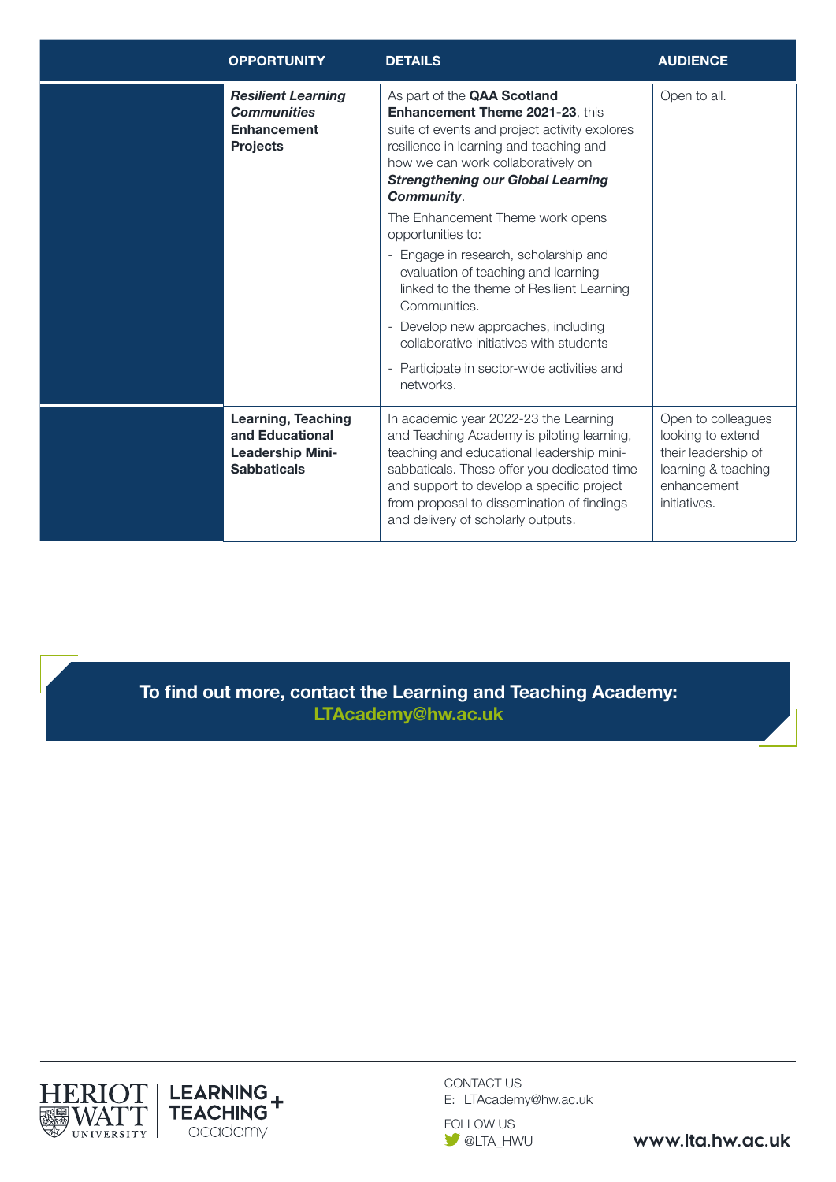| | OPPORTUNITY | DETAILS | AUDIENCE |
|---|---|---|---|
| | ***Resilient Learning Communities* Enhancement Projects** | As part of the **QAA Scotland Enhancement Theme 2021-23**, this suite of events and project activity explores resilience in learning and teaching and how we can work collaboratively on ***Strengthening our Global Learning Community***. The Enhancement Theme work opens opportunities to: - Engage in research, scholarship and evaluation of teaching and learning linked to the theme of Resilient Learning Communities. - Develop new approaches, including collaborative initiatives with students - Participate in sector-wide activities and networks. | Open to all. |
| | **Learning, Teaching and Educational Leadership Mini-Sabbaticals** | In academic year 2022-23 the Learning and Teaching Academy is piloting learning, teaching and educational leadership mini-sabbaticals. These offer you dedicated time and support to develop a specific project from proposal to dissemination of findings and delivery of scholarly outputs. | Open to colleagues looking to extend their leadership of learning & teaching enhancement initiatives. |

**To find out more, contact the Learning and Teaching Academy:**
**LTAcademy@hw.ac.uk**

HERIOT WATT UNIVERSITY | LEARNING + TEACHING academy

CONTACT US
E: LTAcademy@hw.ac.uk

FOLLOW US
@LTA_HWU

www.lta.hw.ac.uk